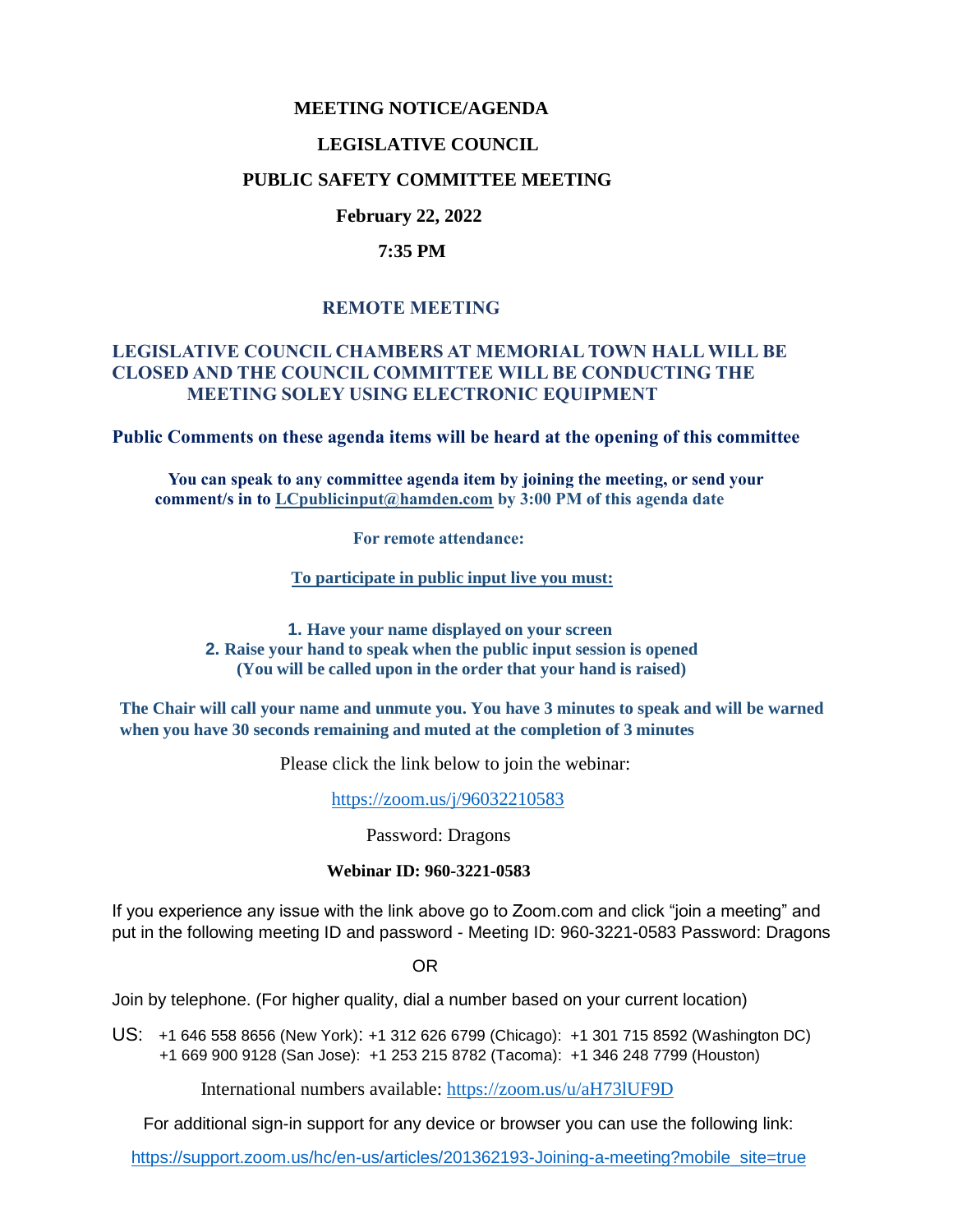# MEETING NOTICE/AGENDA

## LEGISLATIVE COUNCIL

## PUBLIC SAFETY COMMITTEE MEETING

**February 22, 2022**

**7:35 PM**

**REMOTE MEETING**

**LEGISLATIVE COUNCIL CHAMBERS AT MEMORIAL TOWN HALL WILL BE CLOSED AND THE COUNCIL COMMITTEE WILL BE CONDUCTING THE MEETING SOLEY USING ELECTRONIC EQUIPMENT**

**Public Comments on these agenda items will be heard at the opening of this committee**

**You can speak to any committee agenda item by joining the meeting, or send your comment/s in to LCpublicinput@hamden.com by 3:00 PM of this agenda date**

**For remote attendance:**

**To participate in public input live you must:**

1. **Have your name displayed on your screen**
2. **Raise your hand to speak when the public input session is opened (You will be called upon in the order that your hand is raised)**

**The Chair will call your name and unmute you. You have 3 minutes to speak and will be warned when you have 30 seconds remaining and muted at the completion of 3 minutes**

Please click the link below to join the webinar:

https://zoom.us/j/96032210583

Password: Dragons

**Webinar ID: 960-3221-0583**

If you experience any issue with the link above go to Zoom.com and click "join a meeting" and put in the following meeting ID and password - Meeting ID: 960-3221-0583 Password: Dragons

OR

Join by telephone. (For higher quality, dial a number based on your current location)

US: +1 646 558 8656 (New York): +1 312 626 6799 (Chicago): +1 301 715 8592 (Washington DC) +1 669 900 9128 (San Jose): +1 253 215 8782 (Tacoma): +1 346 248 7799 (Houston)

International numbers available: https://zoom.us/u/aH73lUF9D

For additional sign-in support for any device or browser you can use the following link:

https://support.zoom.us/hc/en-us/articles/201362193-Joining-a-meeting?mobile_site=true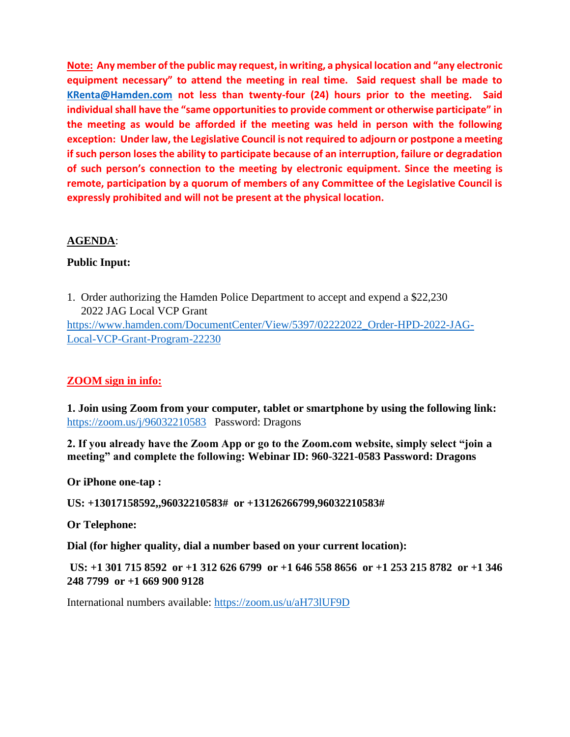**Note: Any member of the public may request, in writing, a physical location and "any electronic equipment necessary" to attend the meeting in real time. Said request shall be made to KRenta@Hamden.com not less than twenty-four (24) hours prior to the meeting. Said individual shall have the "same opportunities to provide comment or otherwise participate" in the meeting as would be afforded if the meeting was held in person with the following exception: Under law, the Legislative Council is not required to adjourn or postpone a meeting if such person loses the ability to participate because of an interruption, failure or degradation of such person's connection to the meeting by electronic equipment. Since the meeting is remote, participation by a quorum of members of any Committee of the Legislative Council is expressly prohibited and will not be present at the physical location.**

**AGENDA**:

**Public Input:**

1. Order authorizing the Hamden Police Department to accept and expend a $22,230 2022 JAG Local VCP Grant

https://www.hamden.com/DocumentCenter/View/5397/02222022_Order-HPD-2022-JAG-Local-VCP-Grant-Program-22230

**ZOOM sign in info:**

**1. Join using Zoom from your computer, tablet or smartphone by using the following link:** https://zoom.us/j/96032210583 Password: Dragons

**2. If you already have the Zoom App or go to the Zoom.com website, simply select "join a meeting" and complete the following: Webinar ID: 960-3221-0583 Password: Dragons**

**Or iPhone one-tap :**

**US: +13017158592,,96032210583# or +13126266799,96032210583#**

**Or Telephone:**

**Dial (for higher quality, dial a number based on your current location):**

**US: +1 301 715 8592 or +1 312 626 6799 or +1 646 558 8656 or +1 253 215 8782 or +1 346 248 7799 or +1 669 900 9128**

International numbers available: https://zoom.us/u/aH73lUF9D